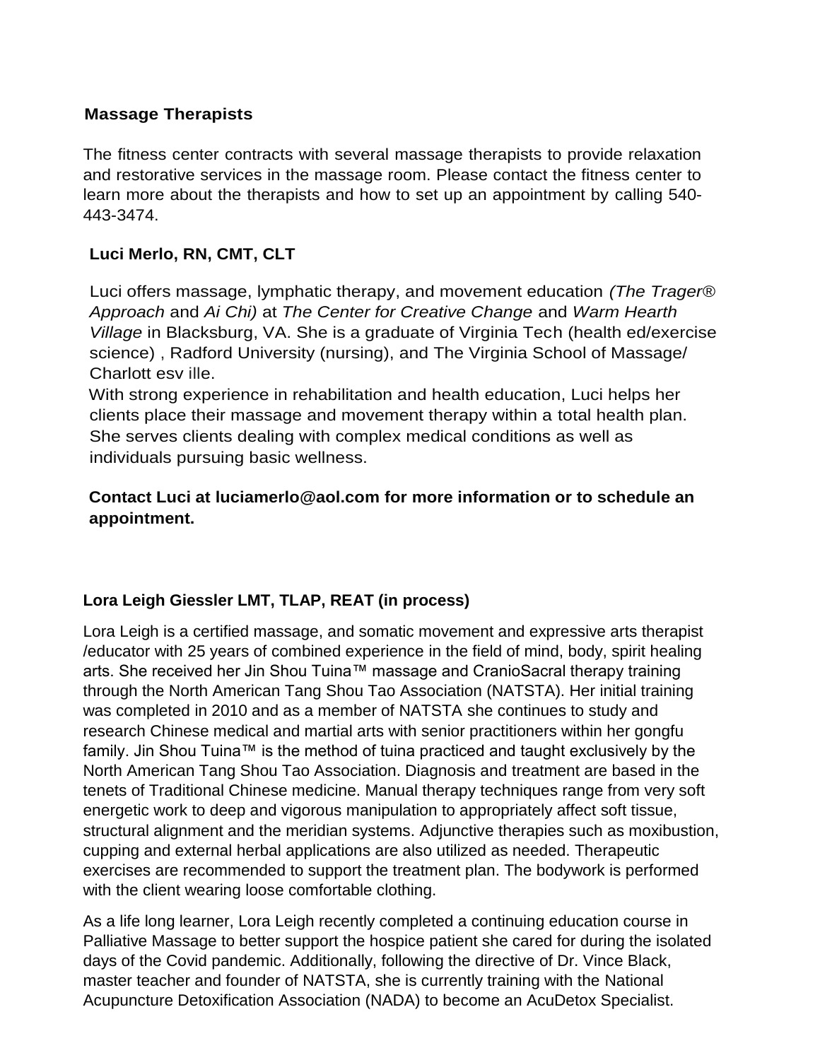## Massage Therapists

The fitness center contracts with several massage therapists to provide relaxation and restorative services in the massage room. Please contact the fitness center to learn more about the therapists and how to set up an appointment by calling 540-443-3474.

### Luci Merlo, RN, CMT, CLT

Luci offers massage, lymphatic therapy, and movement education *(The Trager® Approach* and *Ai Chi)* at *The Center for Creative Change* and *Warm Hearth Village* in Blacksburg, VA. She is a graduate of Virginia Tech (health ed/exercise science) , Radford University (nursing), and The Virginia School of Massage/ Charlott esv ille.

With strong experience in rehabilitation and health education, Luci helps her clients place their massage and movement therapy within a total health plan. She serves clients dealing with complex medical conditions as well as individuals pursuing basic wellness.

**Contact Luci at luciamerlo@aol.com for more information or to schedule an appointment.**

### Lora Leigh Giessler LMT, TLAP, REAT (in process)

Lora Leigh is a certified massage, and somatic movement and expressive arts therapist /educator with 25 years of combined experience in the field of mind, body, spirit healing arts. She received her Jin Shou Tuina™ massage and CranioSacral therapy training through the North American Tang Shou Tao Association (NATSTA). Her initial training was completed in 2010 and as a member of NATSTA she continues to study and research Chinese medical and martial arts with senior practitioners within her gongfu family. Jin Shou Tuina™ is the method of tuina practiced and taught exclusively by the North American Tang Shou Tao Association. Diagnosis and treatment are based in the tenets of Traditional Chinese medicine. Manual therapy techniques range from very soft energetic work to deep and vigorous manipulation to appropriately affect soft tissue, structural alignment and the meridian systems. Adjunctive therapies such as moxibustion, cupping and external herbal applications are also utilized as needed. Therapeutic exercises are recommended to support the treatment plan. The bodywork is performed with the client wearing loose comfortable clothing.

As a life long learner, Lora Leigh recently completed a continuing education course in Palliative Massage to better support the hospice patient she cared for during the isolated days of the Covid pandemic. Additionally, following the directive of Dr. Vince Black, master teacher and founder of NATSTA, she is currently training with the National Acupuncture Detoxification Association (NADA) to become an AcuDetox Specialist.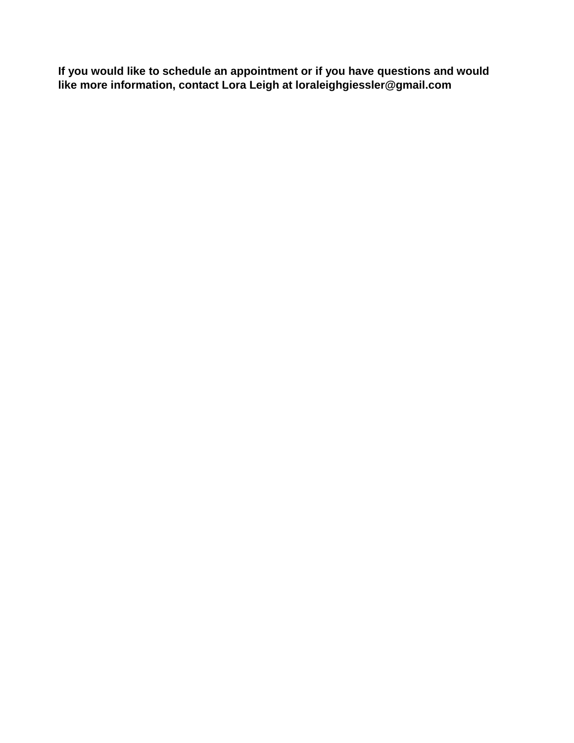**If you would like to schedule an appointment or if you have questions and would like more information, contact Lora Leigh at loraleighgiessler@gmail.com**